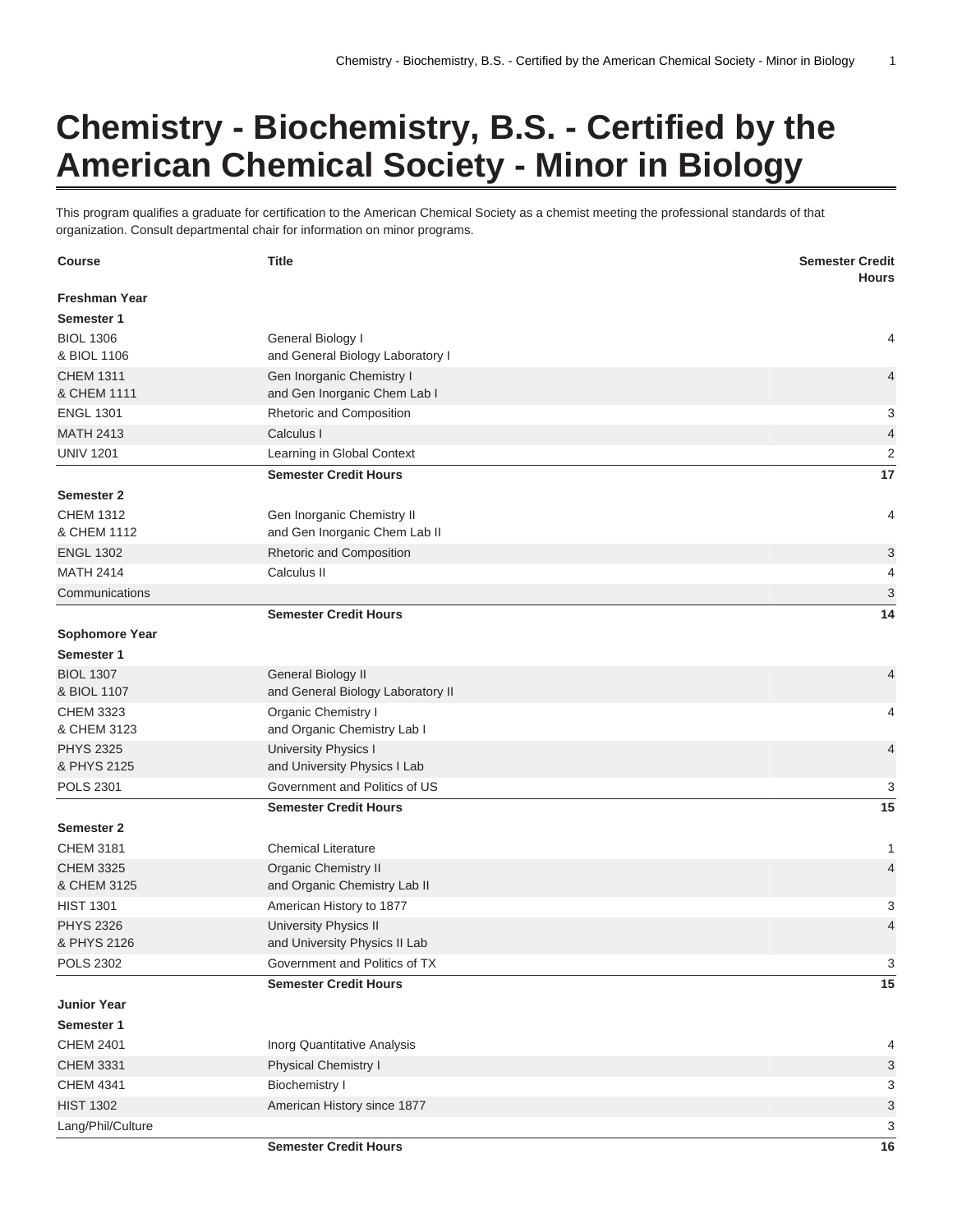# Chemistry - Biochemistry, B.S. - Certified by the American Chemical Society - Minor in Biology

This program qualifies a graduate for certification to the American Chemical Society as a chemist meeting the professional standards of that organization. Consult departmental chair for information on minor programs.

| Course | Title | Semester Credit Hours |
|---|---|---|
| **Freshman Year** | | |
| **Semester 1** | | |
| BIOL 1306<br>& BIOL 1106 | General Biology I<br>and General Biology Laboratory I | 4 |
| CHEM 1311<br>& CHEM 1111 | Gen Inorganic Chemistry I<br>and Gen Inorganic Chem Lab I | 4 |
| ENGL 1301 | Rhetoric and Composition | 3 |
| MATH 2413 | Calculus I | 4 |
| UNIV 1201 | Learning in Global Context | 2 |
| | **Semester Credit Hours** | **17** |
| **Semester 2** | | |
| CHEM 1312<br>& CHEM 1112 | Gen Inorganic Chemistry II<br>and Gen Inorganic Chem Lab II | 4 |
| ENGL 1302 | Rhetoric and Composition | 3 |
| MATH 2414 | Calculus II | 4 |
| Communications | | 3 |
| | **Semester Credit Hours** | **14** |
| **Sophomore Year** | | |
| **Semester 1** | | |
| BIOL 1307<br>& BIOL 1107 | General Biology II<br>and General Biology Laboratory II | 4 |
| CHEM 3323<br>& CHEM 3123 | Organic Chemistry I<br>and Organic Chemistry Lab I | 4 |
| PHYS 2325<br>& PHYS 2125 | University Physics I<br>and University Physics I Lab | 4 |
| POLS 2301 | Government and Politics of US | 3 |
| | **Semester Credit Hours** | **15** |
| **Semester 2** | | |
| CHEM 3181 | Chemical Literature | 1 |
| CHEM 3325<br>& CHEM 3125 | Organic Chemistry II<br>and Organic Chemistry Lab II | 4 |
| HIST 1301 | American History to 1877 | 3 |
| PHYS 2326<br>& PHYS 2126 | University Physics II<br>and University Physics II Lab | 4 |
| POLS 2302 | Government and Politics of TX | 3 |
| | **Semester Credit Hours** | **15** |
| **Junior Year** | | |
| **Semester 1** | | |
| CHEM 2401 | Inorg Quantitative Analysis | 4 |
| CHEM 3331 | Physical Chemistry I | 3 |
| CHEM 4341 | Biochemistry I | 3 |
| HIST 1302 | American History since 1877 | 3 |
| Lang/Phil/Culture | | 3 |
| | **Semester Credit Hours** | **16** |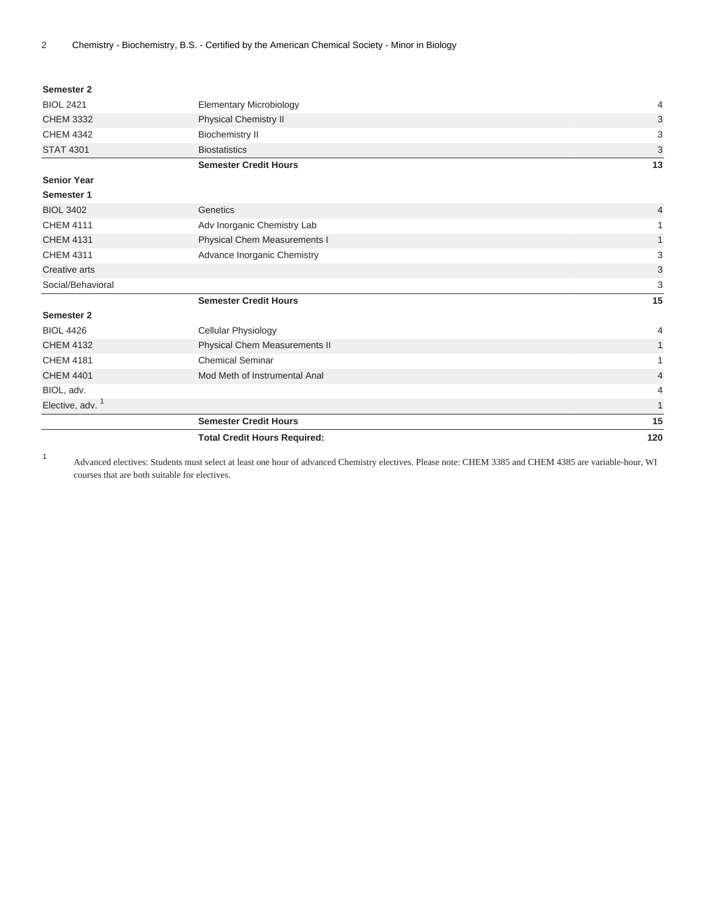| | | |
|---|---|---|
| **Semester 2** | | |
| BIOL 2421 | Elementary Microbiology | 4 |
| CHEM 3332 | Physical Chemistry II | 3 |
| CHEM 4342 | Biochemistry II | 3 |
| STAT 4301 | Biostatistics | 3 |
| | **Semester Credit Hours** | **13** |
| **Senior Year** | | |
| **Semester 1** | | |
| BIOL 3402 | Genetics | 4 |
| CHEM 4111 | Adv Inorganic Chemistry Lab | 1 |
| CHEM 4131 | Physical Chem Measurements I | 1 |
| CHEM 4311 | Advance Inorganic Chemistry | 3 |
| Creative arts | | 3 |
| Social/Behavioral | | 3 |
| | **Semester Credit Hours** | **15** |
| **Semester 2** | | |
| BIOL 4426 | Cellular Physiology | 4 |
| CHEM 4132 | Physical Chem Measurements II | 1 |
| CHEM 4181 | Chemical Seminar | 1 |
| CHEM 4401 | Mod Meth of Instrumental Anal | 4 |
| BIOL, adv. | | 4 |
| Elective, adv. [1] | | 1 |
| | **Semester Credit Hours** | **15** |
| | **Total Credit Hours Required:** | **120** |

[1] Advanced electives: Students must select at least one hour of advanced Chemistry electives. Please note: CHEM 3385 and CHEM 4385 are variable-hour, WI courses that are both suitable for electives.